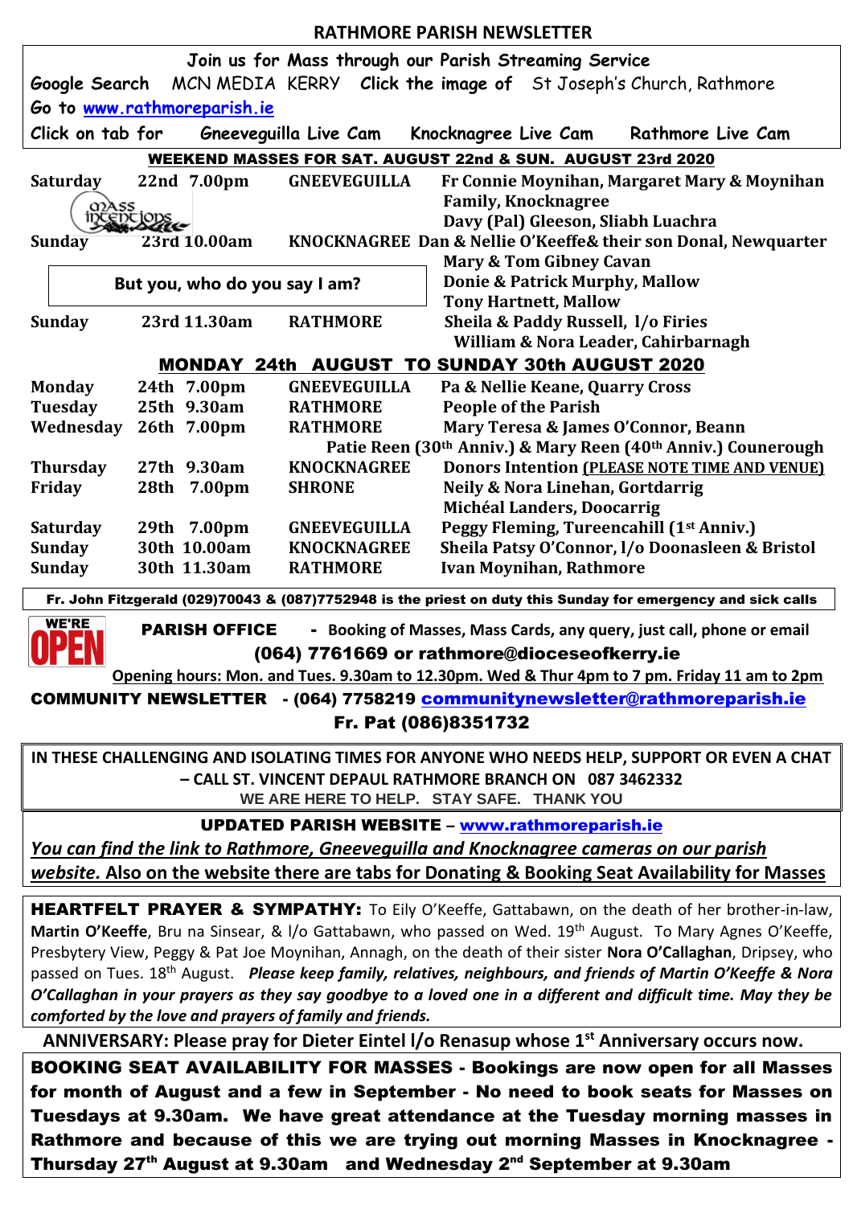# RATHMORE PARISH NEWSLETTER

**Join us for Mass through our Parish Streaming Service**

**Google Search** MCN MEDIA KERRY **Click the image of** St Joseph's Church, Rathmore

**Go to** www.rathmoreparish.ie

**Click on tab for** **Gneeveguilla Live Cam** **Knocknagree Live Cam** **Rathmore Live Cam**

## WEEKEND MASSES FOR SAT. AUGUST 22nd & SUN. AUGUST 23rd 2020

| | | | |
|---|---|---|---|
| **Saturday** | **22nd 7.00pm** | **GNEEVEGUILLA** | **Fr Connie Moynihan, Margaret Mary & Moynihan Family, Knocknagree** |
| | | | **Davy (Pal) Gleeson, Sliabh Luachra** |
| **Sunday** | **23rd 10.00am** | **KNOCKNAGREE** | **Dan & Nellie O'Keeffe& their son Donal, Newquarter** |
| | | | **Mary & Tom Gibney Cavan** |
| | | | **Donie & Patrick Murphy, Mallow** |
| | | | **Tony Hartnett, Mallow** |
| **Sunday** | **23rd 11.30am** | **RATHMORE** | **Sheila & Paddy Russell, l/o Firies** |
| | | | **William & Nora Leader, Cahirbarnagh** |

**But you, who do you say I am?**

## MONDAY 24th AUGUST TO SUNDAY 30th AUGUST 2020

| | | | |
|---|---|---|---|
| **Monday** | **24th 7.00pm** | **GNEEVEGUILLA** | **Pa & Nellie Keane, Quarry Cross** |
| **Tuesday** | **25th 9.30am** | **RATHMORE** | **People of the Parish** |
| **Wednesday** | **26th 7.00pm** | **RATHMORE** | **Mary Teresa & James O'Connor, Beann** |
| | | | **Patie Reen (30th Anniv.) & Mary Reen (40th Anniv.) Counerough** |
| **Thursday** | **27th 9.30am** | **KNOCKNAGREE** | **Donors Intention (PLEASE NOTE TIME AND VENUE)** |
| **Friday** | **28th 7.00pm** | **SHRONE** | **Neily & Nora Linehan, Gortdarrig** |
| | | | **Michéal Landers, Doocarrig** |
| **Saturday** | **29th 7.00pm** | **GNEEVEGUILLA** | **Peggy Fleming, Tureencahill (1st Anniv.)** |
| **Sunday** | **30th 10.00am** | **KNOCKNAGREE** | **Sheila Patsy O'Connor, l/o Doonasleen & Bristol** |
| **Sunday** | **30th 11.30am** | **RATHMORE** | **Ivan Moynihan, Rathmore** |

**Fr. John Fitzgerald (029)70043 & (087)7752948 is the priest on duty this Sunday for emergency and sick calls**

WE'RE OPEN

**PARISH OFFICE** - Booking of Masses, Mass Cards, any query, just call, phone or email

**(064) 7761669 or rathmore@dioceseofkerry.ie**

**Opening hours: Mon. and Tues. 9.30am to 12.30pm. Wed & Thur 4pm to 7 pm. Friday 11 am to 2pm**

**COMMUNITY NEWSLETTER** - (064) 7758219 **communitynewsletter@rathmoreparish.ie**

**Fr. Pat (086)8351732**

**IN THESE CHALLENGING AND ISOLATING TIMES FOR ANYONE WHO NEEDS HELP, SUPPORT OR EVEN A CHAT – CALL ST. VINCENT DEPAUL RATHMORE BRANCH ON 087 3462332**

**WE ARE HERE TO HELP. STAY SAFE. THANK YOU**

**UPDATED PARISH WEBSITE – www.rathmoreparish.ie**

*You can find the link to Rathmore, Gneeveguilla and Knocknagree cameras on our parish website.* Also on the website there are tabs for Donating & Booking Seat Availability for Masses

**HEARTFELT PRAYER & SYMPATHY:** To Eily O'Keeffe, Gattabawn, on the death of her brother-in-law, **Martin O'Keeffe**, Bru na Sinsear, & l/o Gattabawn, who passed on Wed. 19th August. To Mary Agnes O'Keeffe, Presbytery View, Peggy & Pat Joe Moynihan, Annagh, on the death of their sister **Nora O'Callaghan**, Dripsey, who passed on Tues. 18th August. ***Please keep family, relatives, neighbours, and friends of Martin O'Keeffe & Nora O'Callaghan in your prayers as they say goodbye to a loved one in a different and difficult time. May they be comforted by the love and prayers of family and friends.***

**ANNIVERSARY: Please pray for Dieter Eintel l/o Renasup whose 1st Anniversary occurs now.**

**BOOKING SEAT AVAILABILITY FOR MASSES - Bookings are now open for all Masses for month of August and a few in September - No need to book seats for Masses on Tuesdays at 9.30am. We have great attendance at the Tuesday morning masses in Rathmore and because of this we are trying out morning Masses in Knocknagree - Thursday 27th August at 9.30am and Wednesday 2nd September at 9.30am**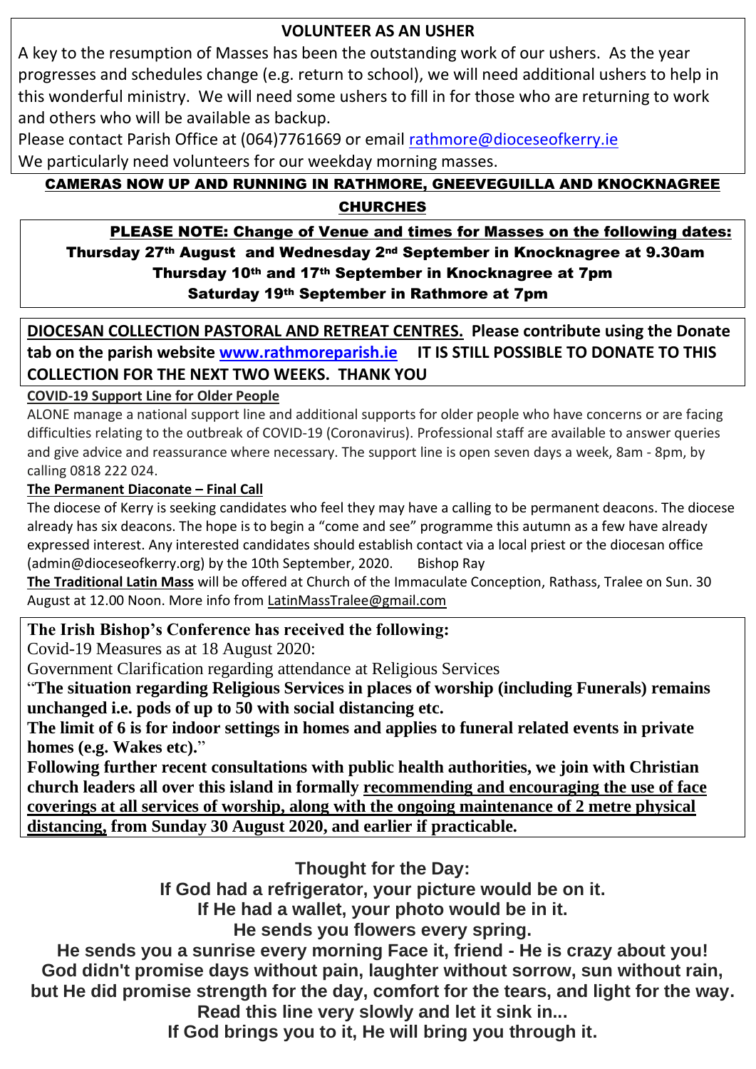## VOLUNTEER AS AN USHER

A key to the resumption of Masses has been the outstanding work of our ushers. As the year progresses and schedules change (e.g. return to school), we will need additional ushers to help in this wonderful ministry. We will need some ushers to fill in for those who are returning to work and others who will be available as backup.

Please contact Parish Office at (064)7761669 or email rathmore@dioceseofkerry.ie

We particularly need volunteers for our weekday morning masses.

**CAMERAS NOW UP AND RUNNING IN RATHMORE, GNEEVEGUILLA AND KNOCKNAGREE CHURCHES**

**PLEASE NOTE: Change of Venue and times for Masses on the following dates:**

**Thursday 27th August and Wednesday 2nd September in Knocknagree at 9.30am**

**Thursday 10th and 17th September in Knocknagree at 7pm**

**Saturday 19th September in Rathmore at 7pm**

**DIOCESAN COLLECTION PASTORAL AND RETREAT CENTRES. Please contribute using the Donate tab on the parish website www.rathmoreparish.ie IT IS STILL POSSIBLE TO DONATE TO THIS COLLECTION FOR THE NEXT TWO WEEKS. THANK YOU**

**COVID-19 Support Line for Older People**

ALONE manage a national support line and additional supports for older people who have concerns or are facing difficulties relating to the outbreak of COVID-19 (Coronavirus). Professional staff are available to answer queries and give advice and reassurance where necessary. The support line is open seven days a week, 8am - 8pm, by calling 0818 222 024.

**The Permanent Diaconate – Final Call**

The diocese of Kerry is seeking candidates who feel they may have a calling to be permanent deacons. The diocese already has six deacons. The hope is to begin a "come and see" programme this autumn as a few have already expressed interest. Any interested candidates should establish contact via a local priest or the diocesan office (admin@dioceseofkerry.org) by the 10th September, 2020. Bishop Ray

**The Traditional Latin Mass** will be offered at Church of the Immaculate Conception, Rathass, Tralee on Sun. 30 August at 12.00 Noon. More info from LatinMassTralee@gmail.com

**The Irish Bishop's Conference has received the following:**

Covid-19 Measures as at 18 August 2020:

Government Clarification regarding attendance at Religious Services

"**The situation regarding Religious Services in places of worship (including Funerals) remains unchanged i.e. pods of up to 50 with social distancing etc.**

**The limit of 6 is for indoor settings in homes and applies to funeral related events in private homes (e.g. Wakes etc).**"

**Following further recent consultations with public health authorities, we join with Christian church leaders all over this island in formally recommending and encouraging the use of face coverings at all services of worship, along with the ongoing maintenance of 2 metre physical distancing, from Sunday 30 August 2020, and earlier if practicable.**

**Thought for the Day:**

**If God had a refrigerator, your picture would be on it.**
**If He had a wallet, your photo would be in it.**
**He sends you flowers every spring.**
**He sends you a sunrise every morning Face it, friend - He is crazy about you!**
**God didn't promise days without pain, laughter without sorrow, sun without rain, but He did promise strength for the day, comfort for the tears, and light for the way.**
**Read this line very slowly and let it sink in...**
**If God brings you to it, He will bring you through it.**